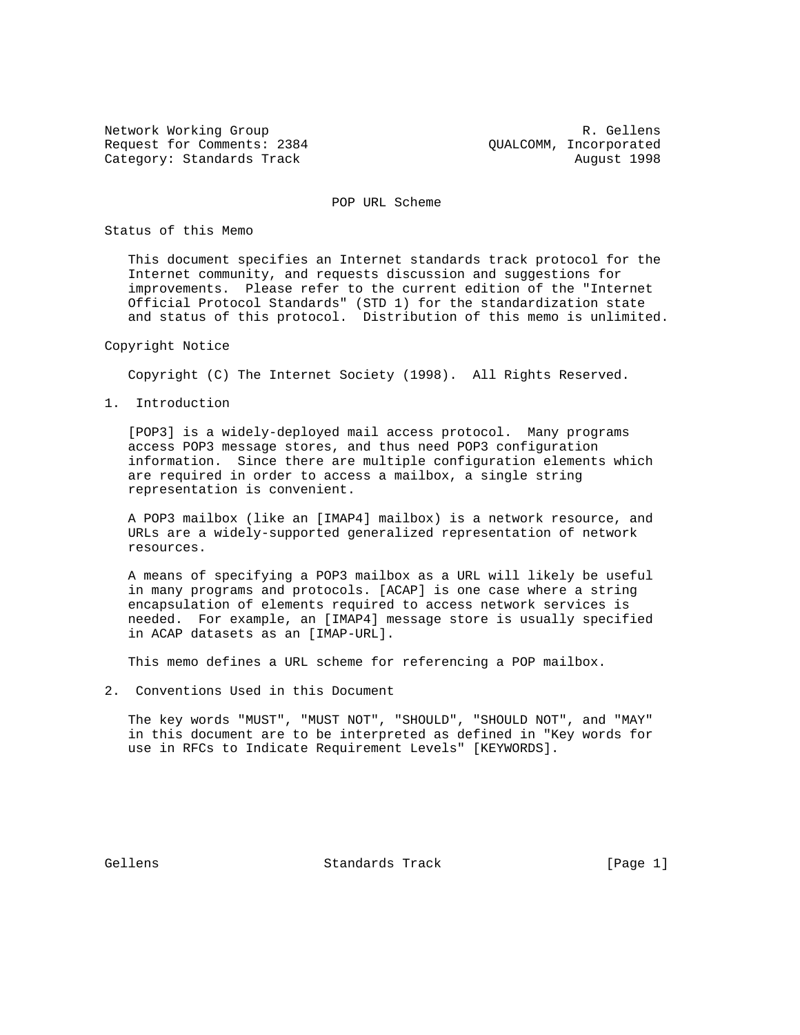Network Working Group R. Gellens
Request for Comments: 2384 QUALCOMM, Incorporated
Category: Standards Track August 1998

# POP URL Scheme

## Status of this Memo

This document specifies an Internet standards track protocol for the Internet community, and requests discussion and suggestions for improvements. Please refer to the current edition of the "Internet Official Protocol Standards" (STD 1) for the standardization state and status of this protocol. Distribution of this memo is unlimited.

## Copyright Notice

Copyright (C) The Internet Society (1998). All Rights Reserved.

## 1. Introduction

[POP3] is a widely-deployed mail access protocol. Many programs access POP3 message stores, and thus need POP3 configuration information. Since there are multiple configuration elements which are required in order to access a mailbox, a single string representation is convenient.

A POP3 mailbox (like an [IMAP4] mailbox) is a network resource, and URLs are a widely-supported generalized representation of network resources.

A means of specifying a POP3 mailbox as a URL will likely be useful in many programs and protocols. [ACAP] is one case where a string encapsulation of elements required to access network services is needed. For example, an [IMAP4] message store is usually specified in ACAP datasets as an [IMAP-URL].

This memo defines a URL scheme for referencing a POP mailbox.

## 2. Conventions Used in this Document

The key words "MUST", "MUST NOT", "SHOULD", "SHOULD NOT", and "MAY" in this document are to be interpreted as defined in "Key words for use in RFCs to Indicate Requirement Levels" [KEYWORDS].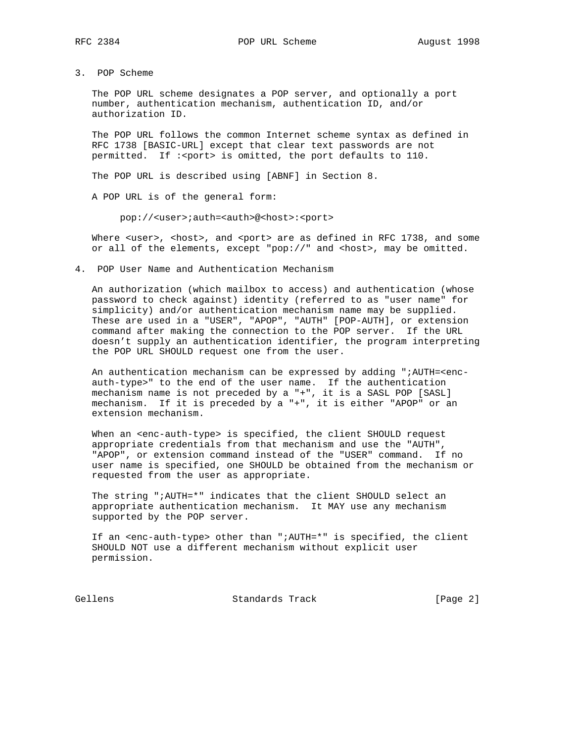## 3. POP Scheme

The POP URL scheme designates a POP server, and optionally a port number, authentication mechanism, authentication ID, and/or authorization ID.

The POP URL follows the common Internet scheme syntax as defined in RFC 1738 [BASIC-URL] except that clear text passwords are not permitted. If :<port> is omitted, the port defaults to 110.

The POP URL is described using [ABNF] in Section 8.

A POP URL is of the general form:

```
pop://<user>;auth=<auth>@<host>:<port>
```

Where <user>, <host>, and <port> are as defined in RFC 1738, and some or all of the elements, except "pop://" and <host>, may be omitted.

## 4. POP User Name and Authentication Mechanism

An authorization (which mailbox to access) and authentication (whose password to check against) identity (referred to as "user name" for simplicity) and/or authentication mechanism name may be supplied. These are used in a "USER", "APOP", "AUTH" [POP-AUTH], or extension command after making the connection to the POP server. If the URL doesn't supply an authentication identifier, the program interpreting the POP URL SHOULD request one from the user.

An authentication mechanism can be expressed by adding ";AUTH=<enc-auth-type>" to the end of the user name. If the authentication mechanism name is not preceded by a "+", it is a SASL POP [SASL] mechanism. If it is preceded by a "+", it is either "APOP" or an extension mechanism.

When an <enc-auth-type> is specified, the client SHOULD request appropriate credentials from that mechanism and use the "AUTH", "APOP", or extension command instead of the "USER" command. If no user name is specified, one SHOULD be obtained from the mechanism or requested from the user as appropriate.

The string ";AUTH=*" indicates that the client SHOULD select an appropriate authentication mechanism. It MAY use any mechanism supported by the POP server.

If an <enc-auth-type> other than ";AUTH=*" is specified, the client SHOULD NOT use a different mechanism without explicit user permission.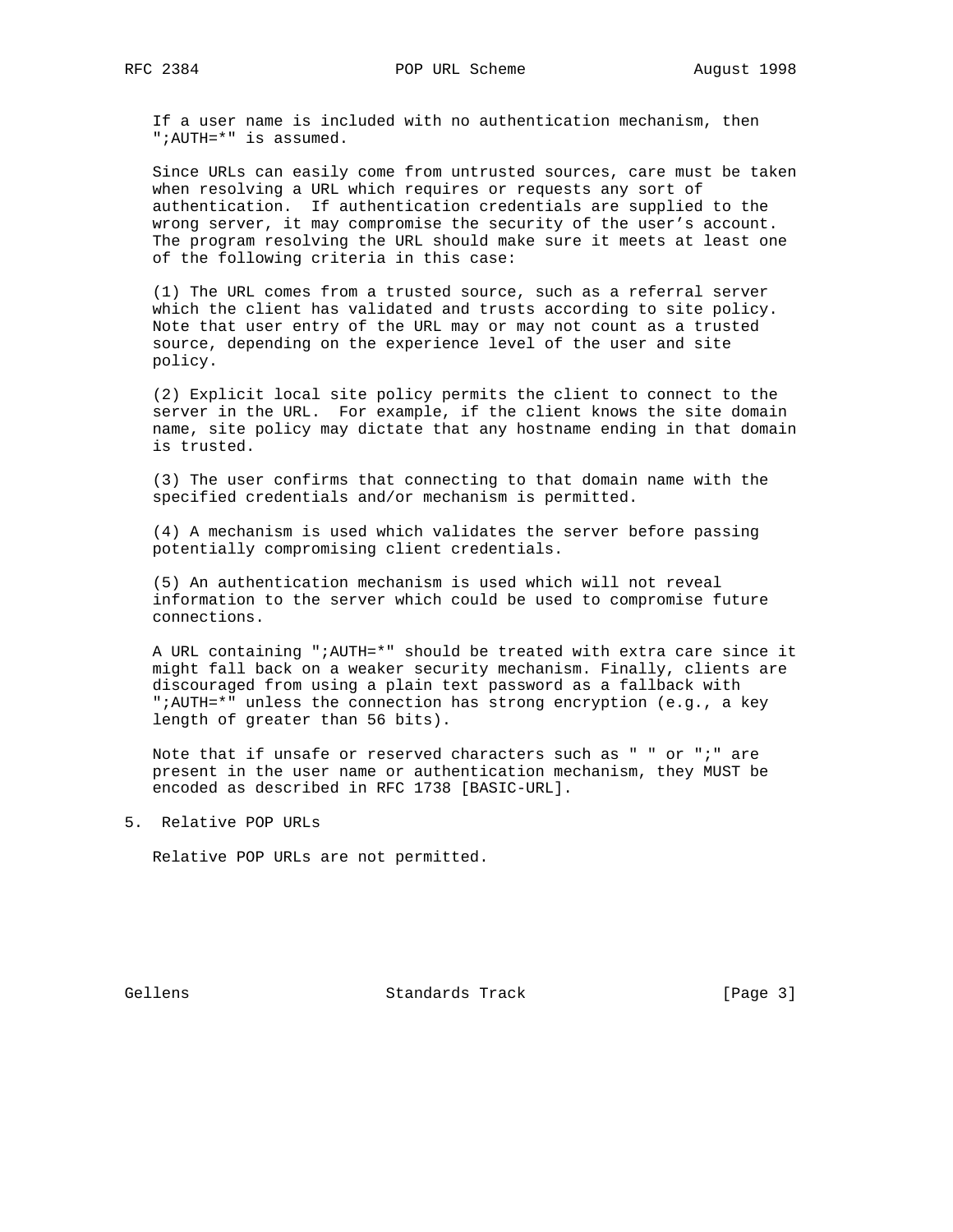If a user name is included with no authentication mechanism, then ";AUTH=*" is assumed.

Since URLs can easily come from untrusted sources, care must be taken when resolving a URL which requires or requests any sort of authentication. If authentication credentials are supplied to the wrong server, it may compromise the security of the user's account. The program resolving the URL should make sure it meets at least one of the following criteria in this case:

(1) The URL comes from a trusted source, such as a referral server which the client has validated and trusts according to site policy. Note that user entry of the URL may or may not count as a trusted source, depending on the experience level of the user and site policy.

(2) Explicit local site policy permits the client to connect to the server in the URL. For example, if the client knows the site domain name, site policy may dictate that any hostname ending in that domain is trusted.

(3) The user confirms that connecting to that domain name with the specified credentials and/or mechanism is permitted.

(4) A mechanism is used which validates the server before passing potentially compromising client credentials.

(5) An authentication mechanism is used which will not reveal information to the server which could be used to compromise future connections.

A URL containing ";AUTH=*" should be treated with extra care since it might fall back on a weaker security mechanism. Finally, clients are discouraged from using a plain text password as a fallback with ";AUTH=*" unless the connection has strong encryption (e.g., a key length of greater than 56 bits).

Note that if unsafe or reserved characters such as " " or ";" are present in the user name or authentication mechanism, they MUST be encoded as described in RFC 1738 [BASIC-URL].

## 5. Relative POP URLs

Relative POP URLs are not permitted.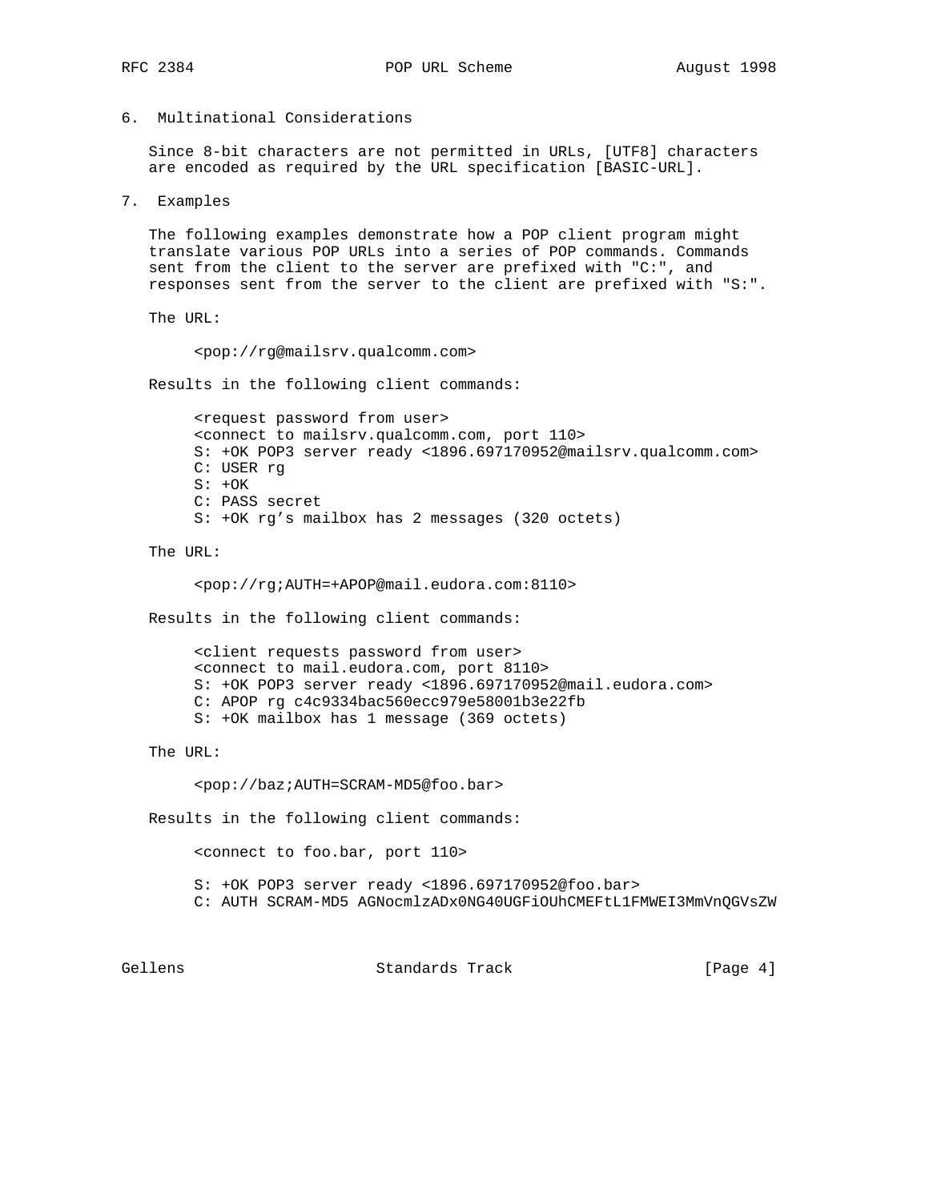## 6. Multinational Considerations

Since 8-bit characters are not permitted in URLs, [UTF8] characters are encoded as required by the URL specification [BASIC-URL].

## 7. Examples

The following examples demonstrate how a POP client program might translate various POP URLs into a series of POP commands. Commands sent from the client to the server are prefixed with "C:", and responses sent from the server to the client are prefixed with "S:".

The URL:

```
<pop://rg@mailsrv.qualcomm.com>
```

Results in the following client commands:

```
<request password from user>
<connect to mailsrv.qualcomm.com, port 110>
S: +OK POP3 server ready <1896.697170952@mailsrv.qualcomm.com>
C: USER rg
S: +OK
C: PASS secret
S: +OK rg's mailbox has 2 messages (320 octets)
```

The URL:

```
<pop://rg;AUTH=+APOP@mail.eudora.com:8110>
```

Results in the following client commands:

```
<client requests password from user>
<connect to mail.eudora.com, port 8110>
S: +OK POP3 server ready <1896.697170952@mail.eudora.com>
C: APOP rg c4c9334bac560ecc979e58001b3e22fb
S: +OK mailbox has 1 message (369 octets)
```

The URL:

```
<pop://baz;AUTH=SCRAM-MD5@foo.bar>
```

Results in the following client commands:

```
<connect to foo.bar, port 110>

S: +OK POP3 server ready <1896.697170952@foo.bar>
C: AUTH SCRAM-MD5 AGNocmlzADx0NG40UGFiOUhCMEFtL1FMWEI3MmVnQGVsZW
```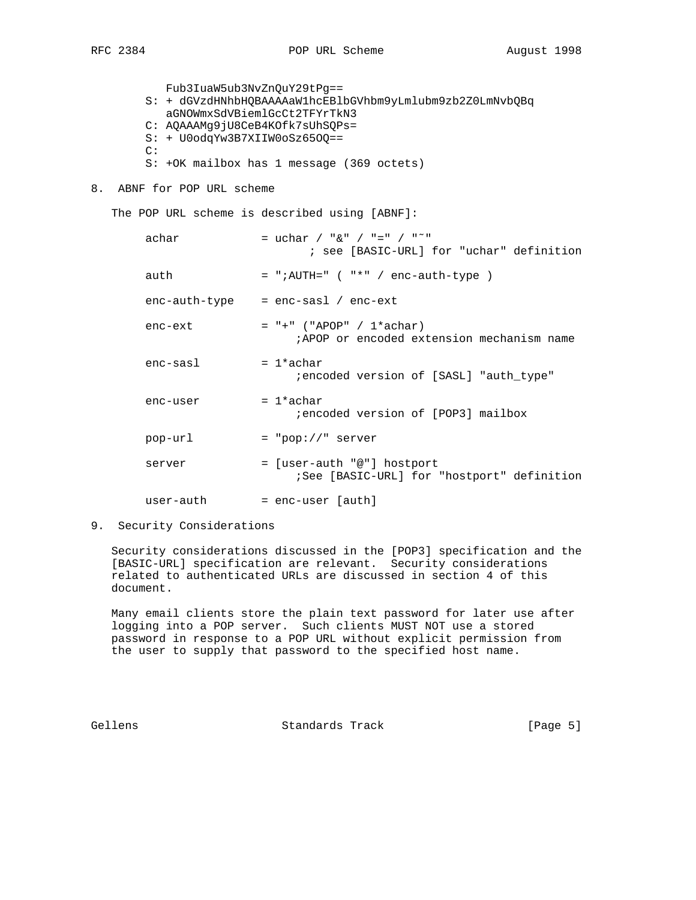```
   Fub3IuaW5ub3NvZnQuY29tPg==
S: + dGVzdHNhbHQBAAAAaW1hcEBlbGVhbm9yLmlubm9zb2Z0LmNvbQBq
   aGNOWmxSdVBiemlGcCt2TFYrTkN3
C: AQAAAMg9jU8CeB4KOfk7sUhSQPs=
S: + U0odqYw3B7XIIW0oSz65OQ==
C:
S: +OK mailbox has 1 message (369 octets)
```

## 8. ABNF for POP URL scheme

The POP URL scheme is described using [ABNF]:

```
achar           = uchar / "&" / "=" / "~"
                       ; see [BASIC-URL] for "uchar" definition

auth            = ";AUTH=" ( "*" / enc-auth-type )

enc-auth-type   = enc-sasl / enc-ext

enc-ext         = "+" ("APOP" / 1*achar)
                     ;APOP or encoded extension mechanism name

enc-sasl        = 1*achar
                     ;encoded version of [SASL] "auth_type"

enc-user        = 1*achar
                     ;encoded version of [POP3] mailbox

pop-url         = "pop://" server

server          = [user-auth "@"] hostport
                     ;See [BASIC-URL] for "hostport" definition

user-auth       = enc-user [auth]
```

## 9. Security Considerations

Security considerations discussed in the [POP3] specification and the [BASIC-URL] specification are relevant. Security considerations related to authenticated URLs are discussed in section 4 of this document.

Many email clients store the plain text password for later use after logging into a POP server. Such clients MUST NOT use a stored password in response to a POP URL without explicit permission from the user to supply that password to the specified host name.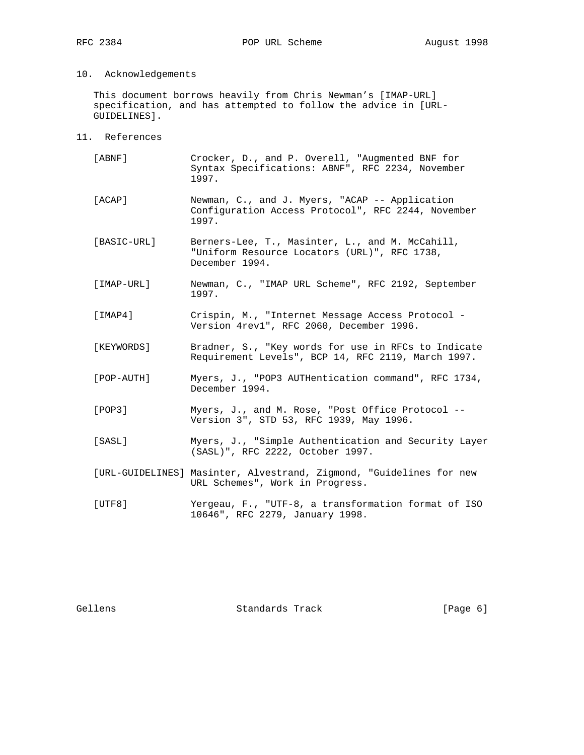## 10. Acknowledgements

This document borrows heavily from Chris Newman's [IMAP-URL] specification, and has attempted to follow the advice in [URL-GUIDELINES].

## 11. References

[ABNF] Crocker, D., and P. Overell, "Augmented BNF for Syntax Specifications: ABNF", RFC 2234, November 1997.

[ACAP] Newman, C., and J. Myers, "ACAP -- Application Configuration Access Protocol", RFC 2244, November 1997.

[BASIC-URL] Berners-Lee, T., Masinter, L., and M. McCahill, "Uniform Resource Locators (URL)", RFC 1738, December 1994.

[IMAP-URL] Newman, C., "IMAP URL Scheme", RFC 2192, September 1997.

[IMAP4] Crispin, M., "Internet Message Access Protocol - Version 4rev1", RFC 2060, December 1996.

[KEYWORDS] Bradner, S., "Key words for use in RFCs to Indicate Requirement Levels", BCP 14, RFC 2119, March 1997.

[POP-AUTH] Myers, J., "POP3 AUTHentication command", RFC 1734, December 1994.

[POP3] Myers, J., and M. Rose, "Post Office Protocol -- Version 3", STD 53, RFC 1939, May 1996.

[SASL] Myers, J., "Simple Authentication and Security Layer (SASL)", RFC 2222, October 1997.

[URL-GUIDELINES] Masinter, Alvestrand, Zigmond, "Guidelines for new URL Schemes", Work in Progress.

[UTF8] Yergeau, F., "UTF-8, a transformation format of ISO 10646", RFC 2279, January 1998.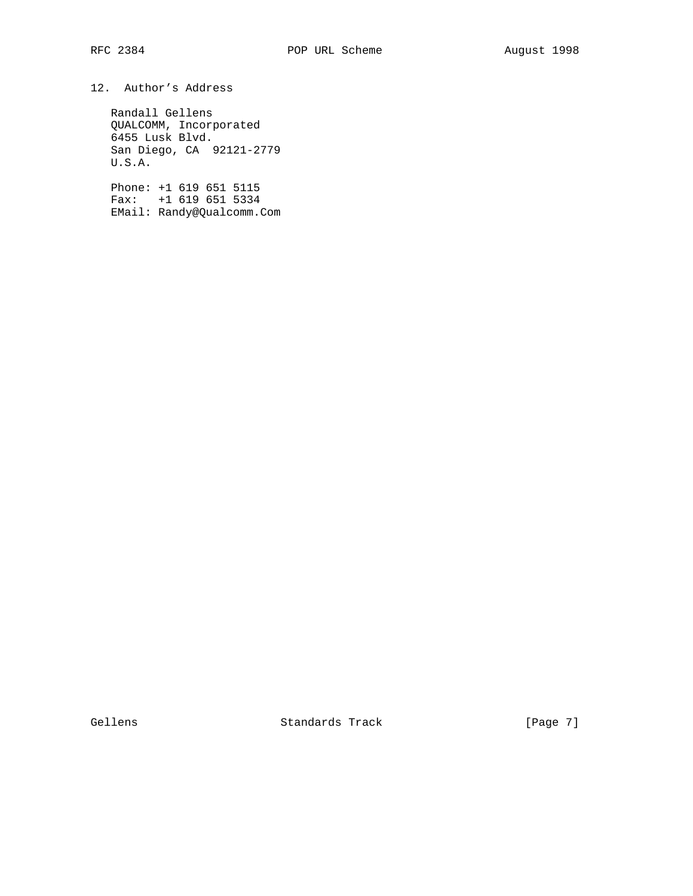## 12. Author's Address

Randall Gellens
QUALCOMM, Incorporated
6455 Lusk Blvd.
San Diego, CA  92121-2779
U.S.A.

Phone: +1 619 651 5115
Fax:   +1 619 651 5334
EMail: Randy@Qualcomm.Com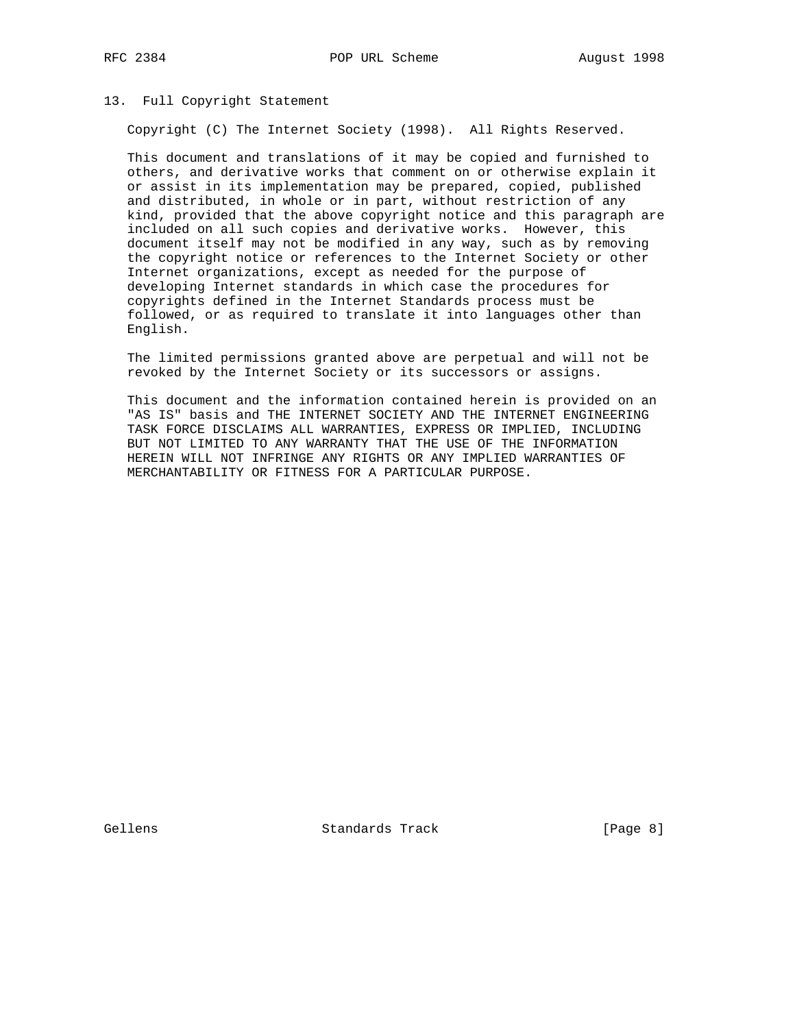## 13. Full Copyright Statement

Copyright (C) The Internet Society (1998). All Rights Reserved.

This document and translations of it may be copied and furnished to others, and derivative works that comment on or otherwise explain it or assist in its implementation may be prepared, copied, published and distributed, in whole or in part, without restriction of any kind, provided that the above copyright notice and this paragraph are included on all such copies and derivative works. However, this document itself may not be modified in any way, such as by removing the copyright notice or references to the Internet Society or other Internet organizations, except as needed for the purpose of developing Internet standards in which case the procedures for copyrights defined in the Internet Standards process must be followed, or as required to translate it into languages other than English.

The limited permissions granted above are perpetual and will not be revoked by the Internet Society or its successors or assigns.

This document and the information contained herein is provided on an "AS IS" basis and THE INTERNET SOCIETY AND THE INTERNET ENGINEERING TASK FORCE DISCLAIMS ALL WARRANTIES, EXPRESS OR IMPLIED, INCLUDING BUT NOT LIMITED TO ANY WARRANTY THAT THE USE OF THE INFORMATION HEREIN WILL NOT INFRINGE ANY RIGHTS OR ANY IMPLIED WARRANTIES OF MERCHANTABILITY OR FITNESS FOR A PARTICULAR PURPOSE.